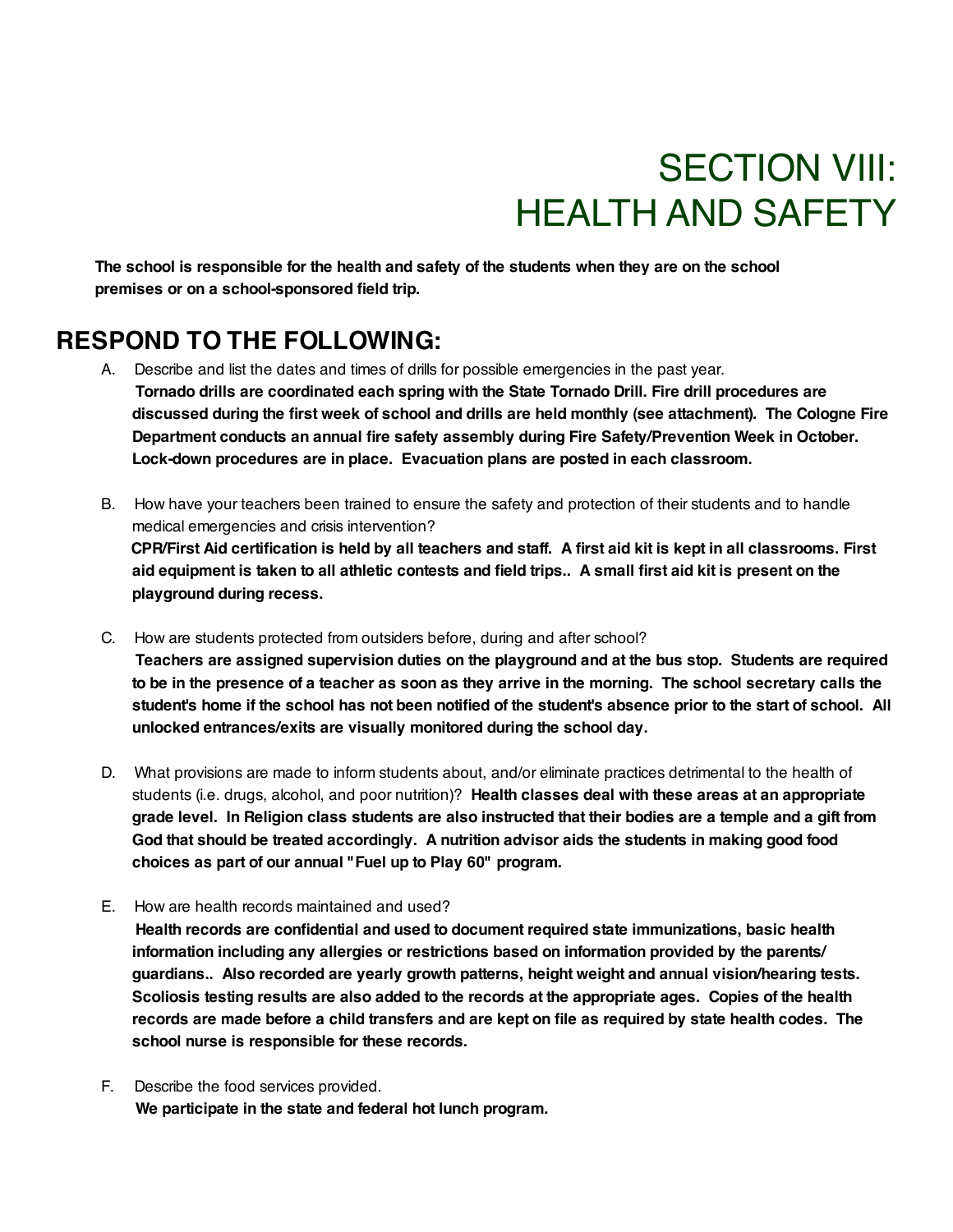# SECTION VIII: HEALTH AND SAFETY

**The school is responsible for the health and safety of the students when they are on the school premises or on a school-sponsored field trip.**

## RESPOND TO THE FOLLOWING:

A. Describe and list the dates and times of drills for possible emergencies in the past year.
**Tornado drills are coordinated each spring with the State Tornado Drill. Fire drill procedures are discussed during the first week of school and drills are held monthly (see attachment). The Cologne Fire Department conducts an annual fire safety assembly during Fire Safety/Prevention Week in October. Lock-down procedures are in place. Evacuation plans are posted in each classroom.**

B. How have your teachers been trained to ensure the safety and protection of their students and to handle medical emergencies and crisis intervention?
**CPR/First Aid certification is held by all teachers and staff. A first aid kit is kept in all classrooms. First aid equipment is taken to all athletic contests and field trips.. A small first aid kit is present on the playground during recess.**

C. How are students protected from outsiders before, during and after school?
**Teachers are assigned supervision duties on the playground and at the bus stop. Students are required to be in the presence of a teacher as soon as they arrive in the morning. The school secretary calls the student's home if the school has not been notified of the student's absence prior to the start of school. All unlocked entrances/exits are visually monitored during the school day.**

D. What provisions are made to inform students about, and/or eliminate practices detrimental to the health of students (i.e. drugs, alcohol, and poor nutrition)? **Health classes deal with these areas at an appropriate grade level. In Religion class students are also instructed that their bodies are a temple and a gift from God that should be treated accordingly. A nutrition advisor aids the students in making good food choices as part of our annual "Fuel up to Play 60" program.**

E. How are health records maintained and used?
**Health records are confidential and used to document required state immunizations, basic health information including any allergies or restrictions based on information provided by the parents/ guardians.. Also recorded are yearly growth patterns, height weight and annual vision/hearing tests. Scoliosis testing results are also added to the records at the appropriate ages. Copies of the health records are made before a child transfers and are kept on file as required by state health codes. The school nurse is responsible for these records.**

F. Describe the food services provided.
**We participate in the state and federal hot lunch program.**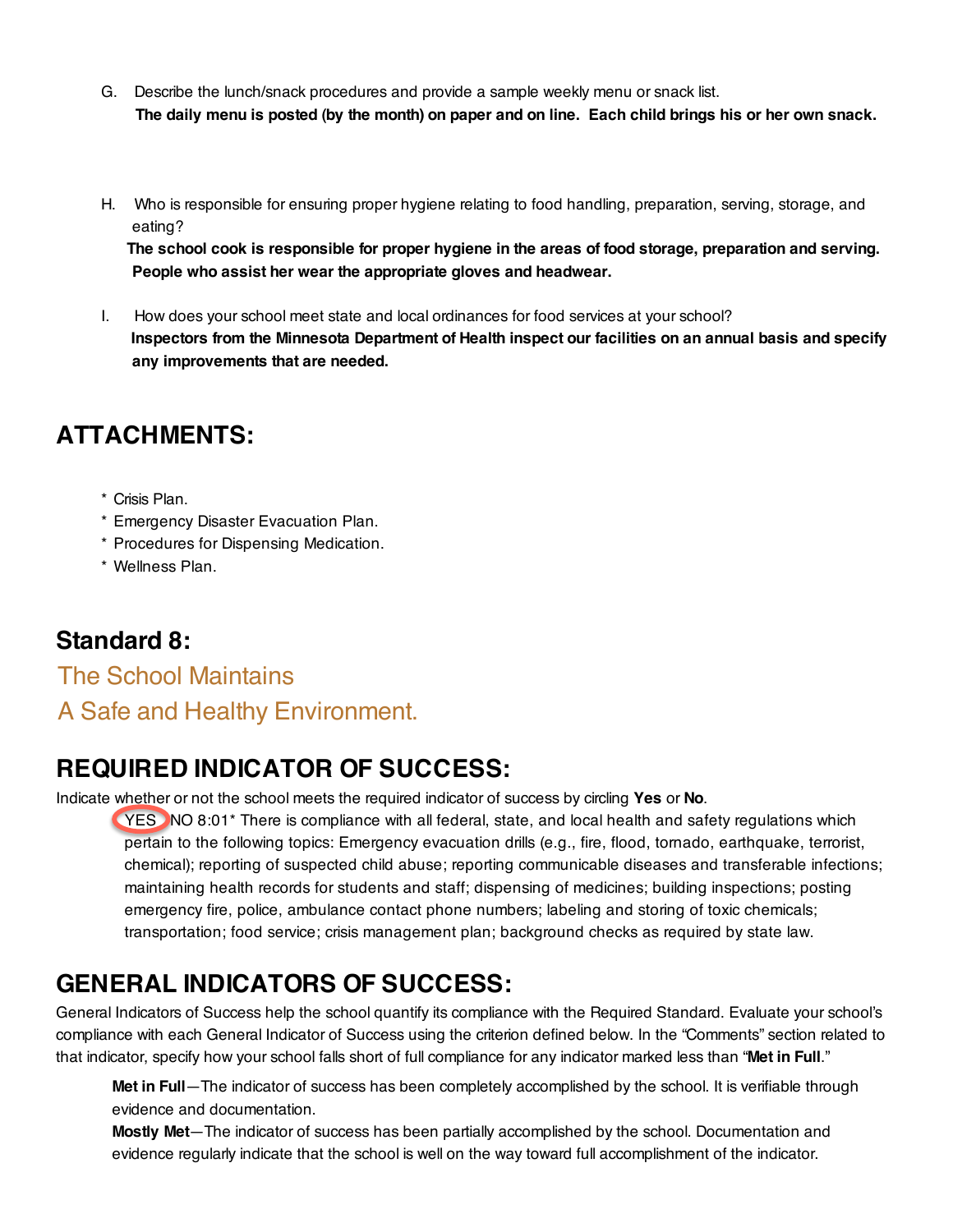G. Describe the lunch/snack procedures and provide a sample weekly menu or snack list.
**The daily menu is posted (by the month) on paper and on line. Each child brings his or her own snack.**

H. Who is responsible for ensuring proper hygiene relating to food handling, preparation, serving, storage, and eating?
**The school cook is responsible for proper hygiene in the areas of food storage, preparation and serving. People who assist her wear the appropriate gloves and headwear.**

I. How does your school meet state and local ordinances for food services at your school?
**Inspectors from the Minnesota Department of Health inspect our facilities on an annual basis and specify any improvements that are needed.**

## ATTACHMENTS:

* Crisis Plan.
* Emergency Disaster Evacuation Plan.
* Procedures for Dispensing Medication.
* Wellness Plan.

## Standard 8:

## The School Maintains A Safe and Healthy Environment.

## REQUIRED INDICATOR OF SUCCESS:

Indicate whether or not the school meets the required indicator of success by circling **Yes** or **No**.

YES (circled) NO 8:01* There is compliance with all federal, state, and local health and safety regulations which pertain to the following topics: Emergency evacuation drills (e.g., fire, flood, tornado, earthquake, terrorist, chemical); reporting of suspected child abuse; reporting communicable diseases and transferable infections; maintaining health records for students and staff; dispensing of medicines; building inspections; posting emergency fire, police, ambulance contact phone numbers; labeling and storing of toxic chemicals; transportation; food service; crisis management plan; background checks as required by state law.

## GENERAL INDICATORS OF SUCCESS:

General Indicators of Success help the school quantify its compliance with the Required Standard. Evaluate your school's compliance with each General Indicator of Success using the criterion defined below. In the "Comments" section related to that indicator, specify how your school falls short of full compliance for any indicator marked less than "**Met in Full**."

**Met in Full**—The indicator of success has been completely accomplished by the school. It is verifiable through evidence and documentation.

**Mostly Met**—The indicator of success has been partially accomplished by the school. Documentation and evidence regularly indicate that the school is well on the way toward full accomplishment of the indicator.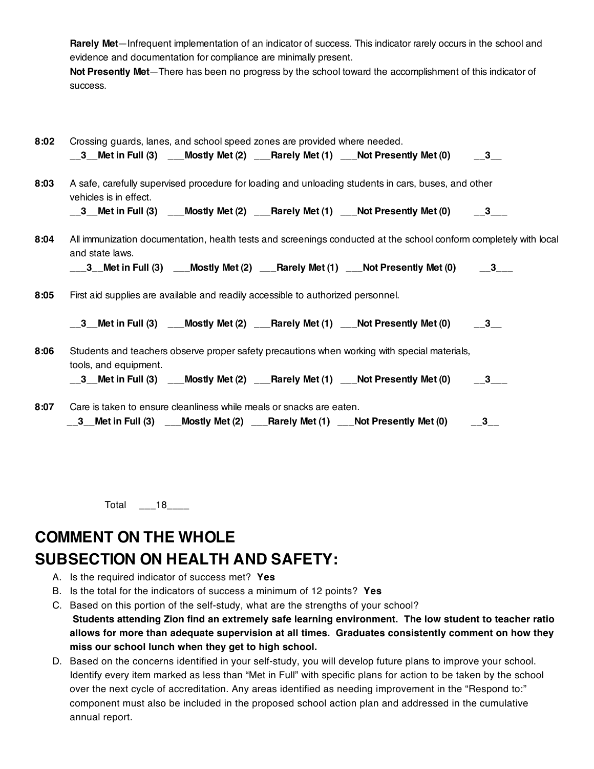**Rarely Met**—Infrequent implementation of an indicator of success. This indicator rarely occurs in the school and evidence and documentation for compliance are minimally present.

**Not Presently Met**—There has been no progress by the school toward the accomplishment of this indicator of success.

**8:02** Crossing guards, lanes, and school speed zones are provided where needed.

**__3__Met in Full (3) ___Mostly Met (2) ___Rarely Met (1) ___Not Presently Met (0) __3__**

**8:03** A safe, carefully supervised procedure for loading and unloading students in cars, buses, and other vehicles is in effect.

**__3__Met in Full (3) ___Mostly Met (2) ___Rarely Met (1) ___Not Presently Met (0) __3___**

**8:04** All immunization documentation, health tests and screenings conducted at the school conform completely with local and state laws.

**___3__Met in Full (3) ___Mostly Met (2) ___Rarely Met (1) ___Not Presently Met (0) __3___**

**8:05** First aid supplies are available and readily accessible to authorized personnel.

**__3__Met in Full (3) ___Mostly Met (2) ___Rarely Met (1) ___Not Presently Met (0) __3__**

**8:06** Students and teachers observe proper safety precautions when working with special materials, tools, and equipment.

**__3__Met in Full (3) ___Mostly Met (2) ___Rarely Met (1) ___Not Presently Met (0) __3___**

**8:07** Care is taken to ensure cleanliness while meals or snacks are eaten.

**__3__Met in Full (3) ___Mostly Met (2) ___Rarely Met (1) ___Not Presently Met (0) __3__**

Total ___18____

# COMMENT ON THE WHOLE SUBSECTION ON HEALTH AND SAFETY:

A. Is the required indicator of success met? **Yes**

B. Is the total for the indicators of success a minimum of 12 points? **Yes**

C. Based on this portion of the self-study, what are the strengths of your school?
**Students attending Zion find an extremely safe learning environment. The low student to teacher ratio allows for more than adequate supervision at all times. Graduates consistently comment on how they miss our school lunch when they get to high school.**

D. Based on the concerns identified in your self-study, you will develop future plans to improve your school. Identify every item marked as less than "Met in Full" with specific plans for action to be taken by the school over the next cycle of accreditation. Any areas identified as needing improvement in the "Respond to:" component must also be included in the proposed school action plan and addressed in the cumulative annual report.